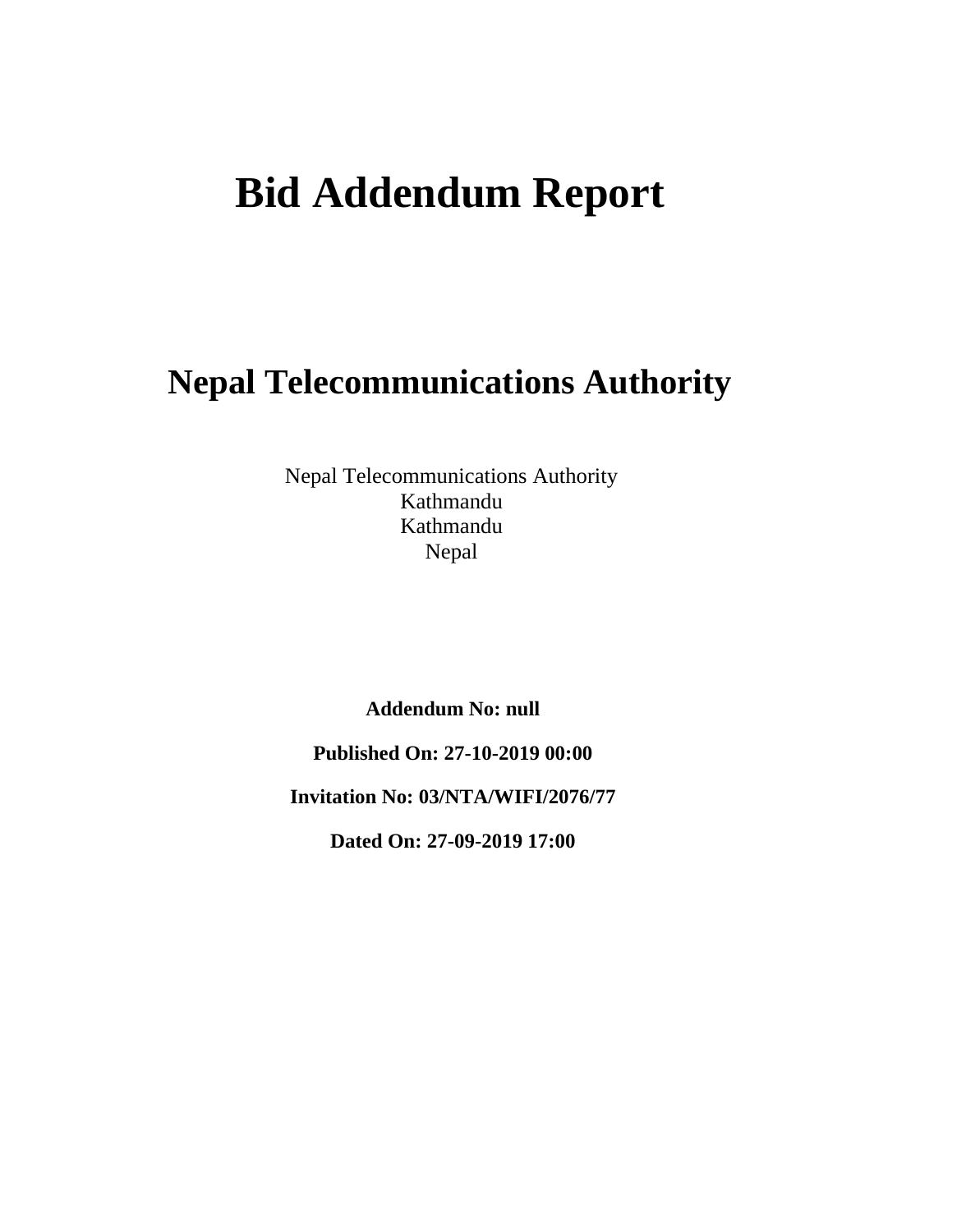# Bid Addendum Report

## Nepal Telecommunications Authority

Nepal Telecommunications Authority
Kathmandu
Kathmandu
Nepal

**Addendum No: null**

**Published On: 27-10-2019 00:00**

**Invitation No: 03/NTA/WIFI/2076/77**

**Dated On: 27-09-2019 17:00**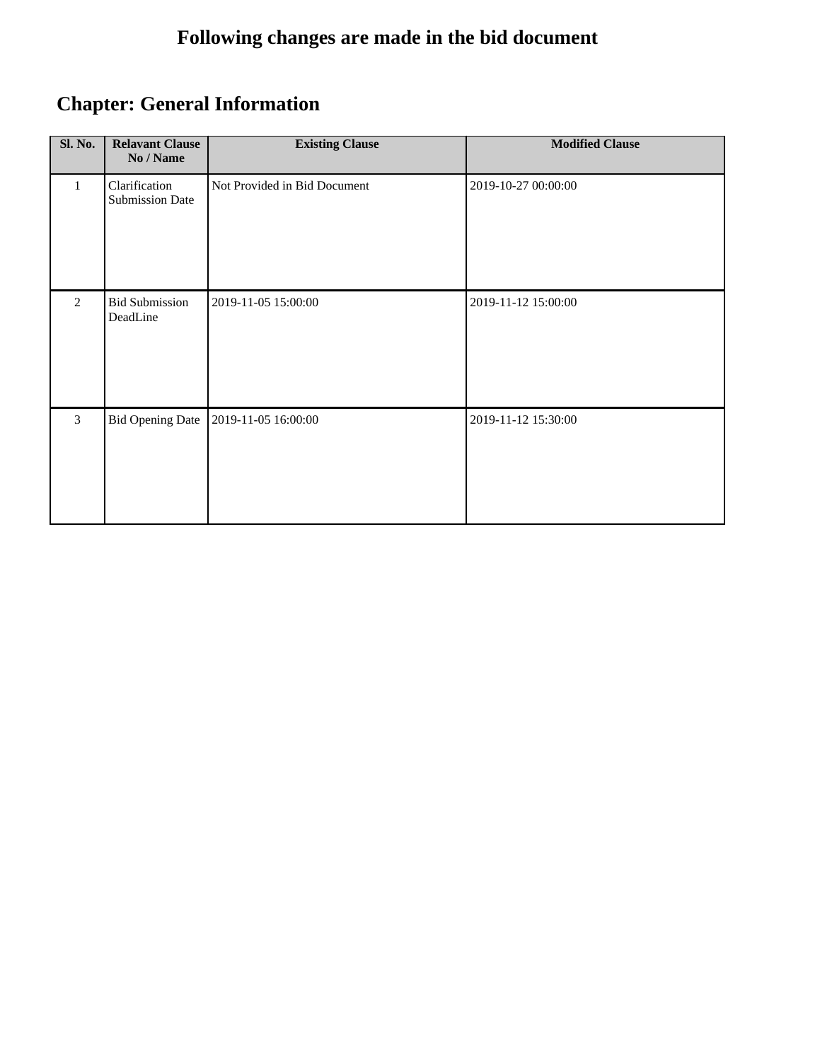# Following changes are made in the bid document

## Chapter: General Information

| Sl. No. | Relavant Clause No / Name | Existing Clause | Modified Clause |
| --- | --- | --- | --- |
| 1 | Clarification Submission Date | Not Provided in Bid Document | 2019-10-27 00:00:00 |
| 2 | Bid Submission DeadLine | 2019-11-05 15:00:00 | 2019-11-12 15:00:00 |
| 3 | Bid Opening Date | 2019-11-05 16:00:00 | 2019-11-12 15:30:00 |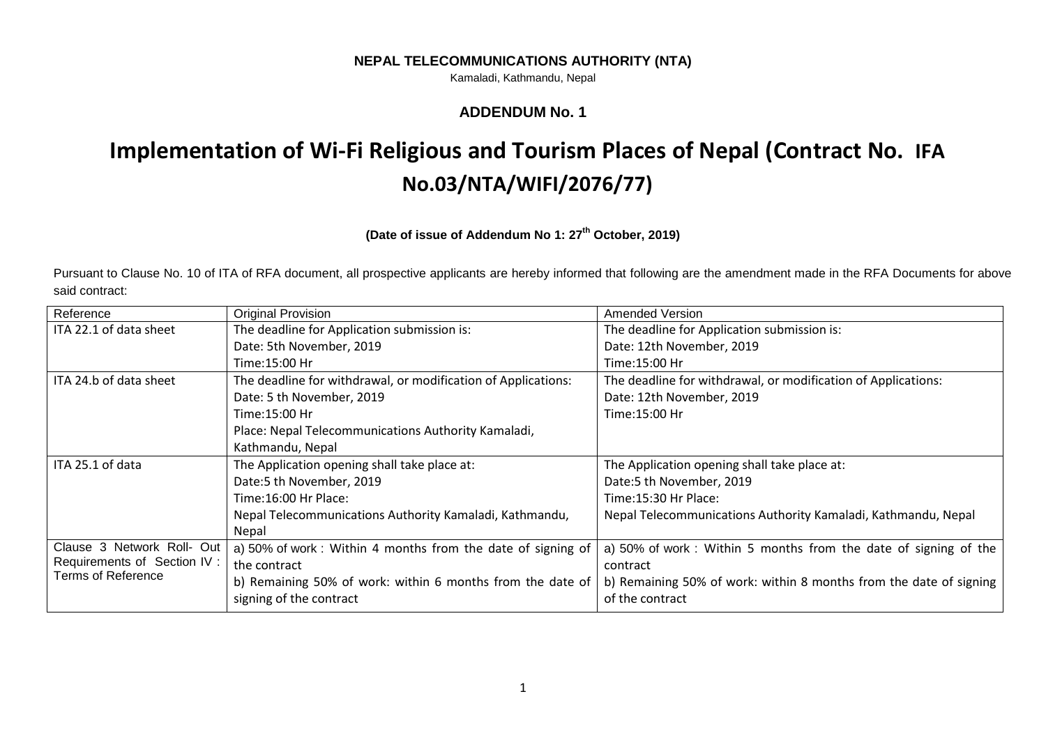**NEPAL TELECOMMUNICATIONS AUTHORITY (NTA)**

Kamaladi, Kathmandu, Nepal

**ADDENDUM No. 1**

# Implementation of Wi-Fi Religious and Tourism Places of Nepal (Contract No. IFA No.03/NTA/WIFI/2076/77)

**(Date of issue of Addendum No 1: 27th October, 2019)**

Pursuant to Clause No. 10 of ITA of RFA document, all prospective applicants are hereby informed that following are the amendment made in the RFA Documents for above said contract:

| Reference | Original Provision | Amended Version |
|---|---|---|
| ITA 22.1 of data sheet | The deadline for Application submission is:<br>Date: 5th November, 2019<br>Time:15:00 Hr | The deadline for Application submission is:<br>Date: 12th November, 2019<br>Time:15:00 Hr |
| ITA 24.b of data sheet | The deadline for withdrawal, or modification of Applications:<br>Date: 5 th November, 2019<br>Time:15:00 Hr<br>Place: Nepal Telecommunications Authority Kamaladi, Kathmandu, Nepal | The deadline for withdrawal, or modification of Applications:<br>Date: 12th November, 2019<br>Time:15:00 Hr |
| ITA 25.1 of data | The Application opening shall take place at:<br>Date:5 th November, 2019<br>Time:16:00 Hr Place:<br>Nepal Telecommunications Authority Kamaladi, Kathmandu, Nepal | The Application opening shall take place at:<br>Date:5 th November, 2019<br>Time:15:30 Hr Place:<br>Nepal Telecommunications Authority Kamaladi, Kathmandu, Nepal |
| Clause 3 Network Roll- Out Requirements of Section IV : Terms of Reference | a) 50% of work : Within 4 months from the date of signing of the contract<br>b) Remaining 50% of work: within 6 months from the date of signing of the contract | a) 50% of work : Within 5 months from the date of signing of the contract<br>b) Remaining 50% of work: within 8 months from the date of signing of the contract |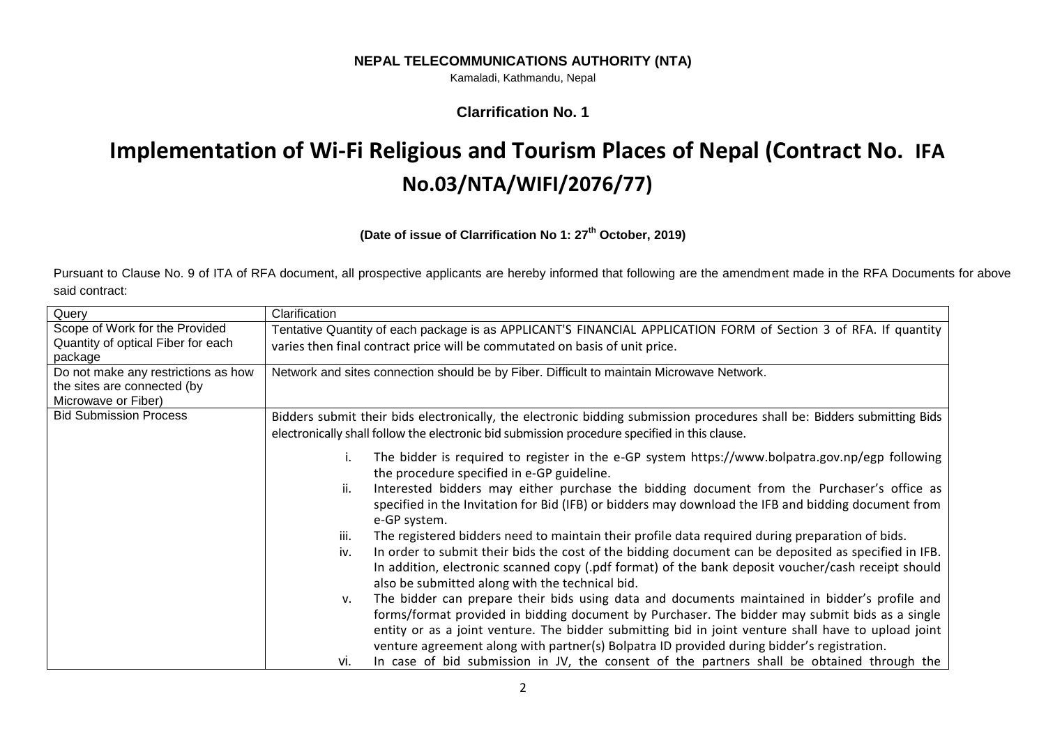**NEPAL TELECOMMUNICATIONS AUTHORITY (NTA)**

Kamaladi, Kathmandu, Nepal

**Clarrification No. 1**

# Implementation of Wi-Fi Religious and Tourism Places of Nepal (Contract No. IFA No.03/NTA/WIFI/2076/77)

**(Date of issue of Clarrification No 1: 27th October, 2019)**

Pursuant to Clause No. 9 of ITA of RFA document, all prospective applicants are hereby informed that following are the amendment made in the RFA Documents for above said contract:

| Query | Clarification |
|---|---|
| Scope of Work for the Provided Quantity of optical Fiber for each package | Tentative Quantity of each package is as APPLICANT'S FINANCIAL APPLICATION FORM of Section 3 of RFA. If quantity varies then final contract price will be commutated on basis of unit price. |
| Do not make any restrictions as how the sites are connected (by Microwave or Fiber) | Network and sites connection should be by Fiber. Difficult to maintain Microwave Network. |
| Bid Submission Process | Bidders submit their bids electronically, the electronic bidding submission procedures shall be: Bidders submitting Bids electronically shall follow the electronic bid submission procedure specified in this clause.<br><br>i. The bidder is required to register in the e-GP system https://www.bolpatra.gov.np/egp following the procedure specified in e-GP guideline.<br>ii. Interested bidders may either purchase the bidding document from the Purchaser's office as specified in the Invitation for Bid (IFB) or bidders may download the IFB and bidding document from e-GP system.<br>iii. The registered bidders need to maintain their profile data required during preparation of bids.<br>iv. In order to submit their bids the cost of the bidding document can be deposited as specified in IFB. In addition, electronic scanned copy (.pdf format) of the bank deposit voucher/cash receipt should also be submitted along with the technical bid.<br>v. The bidder can prepare their bids using data and documents maintained in bidder's profile and forms/format provided in bidding document by Purchaser. The bidder may submit bids as a single entity or as a joint venture. The bidder submitting bid in joint venture shall have to upload joint venture agreement along with partner(s) Bolpatra ID provided during bidder's registration.<br>vi. In case of bid submission in JV, the consent of the partners shall be obtained through the |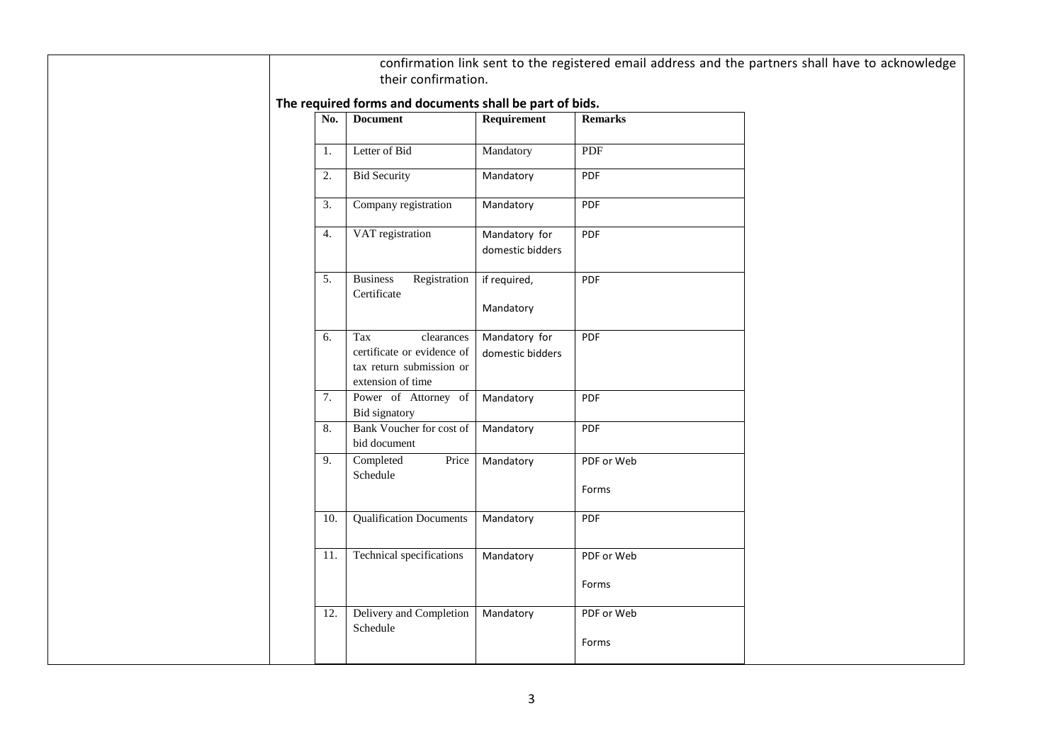confirmation link sent to the registered email address and the partners shall have to acknowledge their confirmation.

**The required forms and documents shall be part of bids.**

| No. | Document | Requirement | Remarks |
|---|---|---|---|
| 1. | Letter of Bid | Mandatory | PDF |
| 2. | Bid Security | Mandatory | PDF |
| 3. | Company registration | Mandatory | PDF |
| 4. | VAT registration | Mandatory for domestic bidders | PDF |
| 5. | Business Registration Certificate | if required, Mandatory | PDF |
| 6. | Tax clearances certificate or evidence of tax return submission or extension of time | Mandatory for domestic bidders | PDF |
| 7. | Power of Attorney of Bid signatory | Mandatory | PDF |
| 8. | Bank Voucher for cost of bid document | Mandatory | PDF |
| 9. | Completed Price Schedule | Mandatory | PDF or Web Forms |
| 10. | Qualification Documents | Mandatory | PDF |
| 11. | Technical specifications | Mandatory | PDF or Web Forms |
| 12. | Delivery and Completion Schedule | Mandatory | PDF or Web Forms |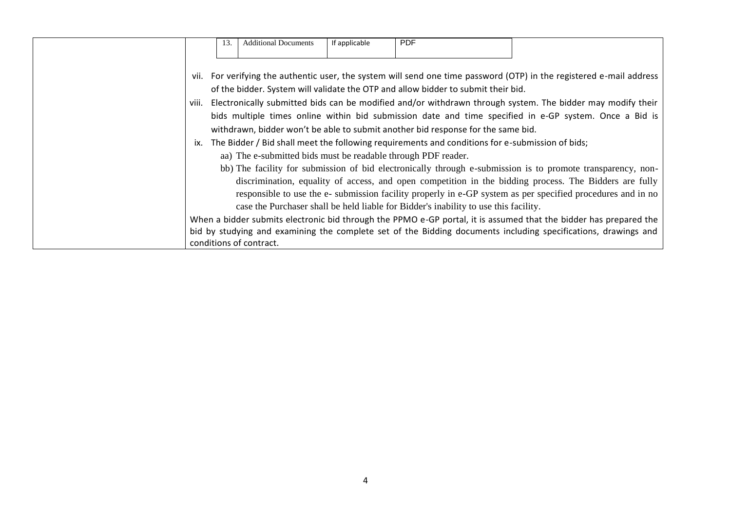| 13. | Additional Documents | If applicable | PDF |
|---|---|---|---|

vii. For verifying the authentic user, the system will send one time password (OTP) in the registered e-mail address of the bidder. System will validate the OTP and allow bidder to submit their bid.

viii. Electronically submitted bids can be modified and/or withdrawn through system. The bidder may modify their bids multiple times online within bid submission date and time specified in e-GP system. Once a Bid is withdrawn, bidder won't be able to submit another bid response for the same bid.

ix. The Bidder / Bid shall meet the following requirements and conditions for e-submission of bids;

aa) The e-submitted bids must be readable through PDF reader.

bb) The facility for submission of bid electronically through e-submission is to promote transparency, non-discrimination, equality of access, and open competition in the bidding process. The Bidders are fully responsible to use the e- submission facility properly in e-GP system as per specified procedures and in no case the Purchaser shall be held liable for Bidder's inability to use this facility.

When a bidder submits electronic bid through the PPMO e-GP portal, it is assumed that the bidder has prepared the bid by studying and examining the complete set of the Bidding documents including specifications, drawings and conditions of contract.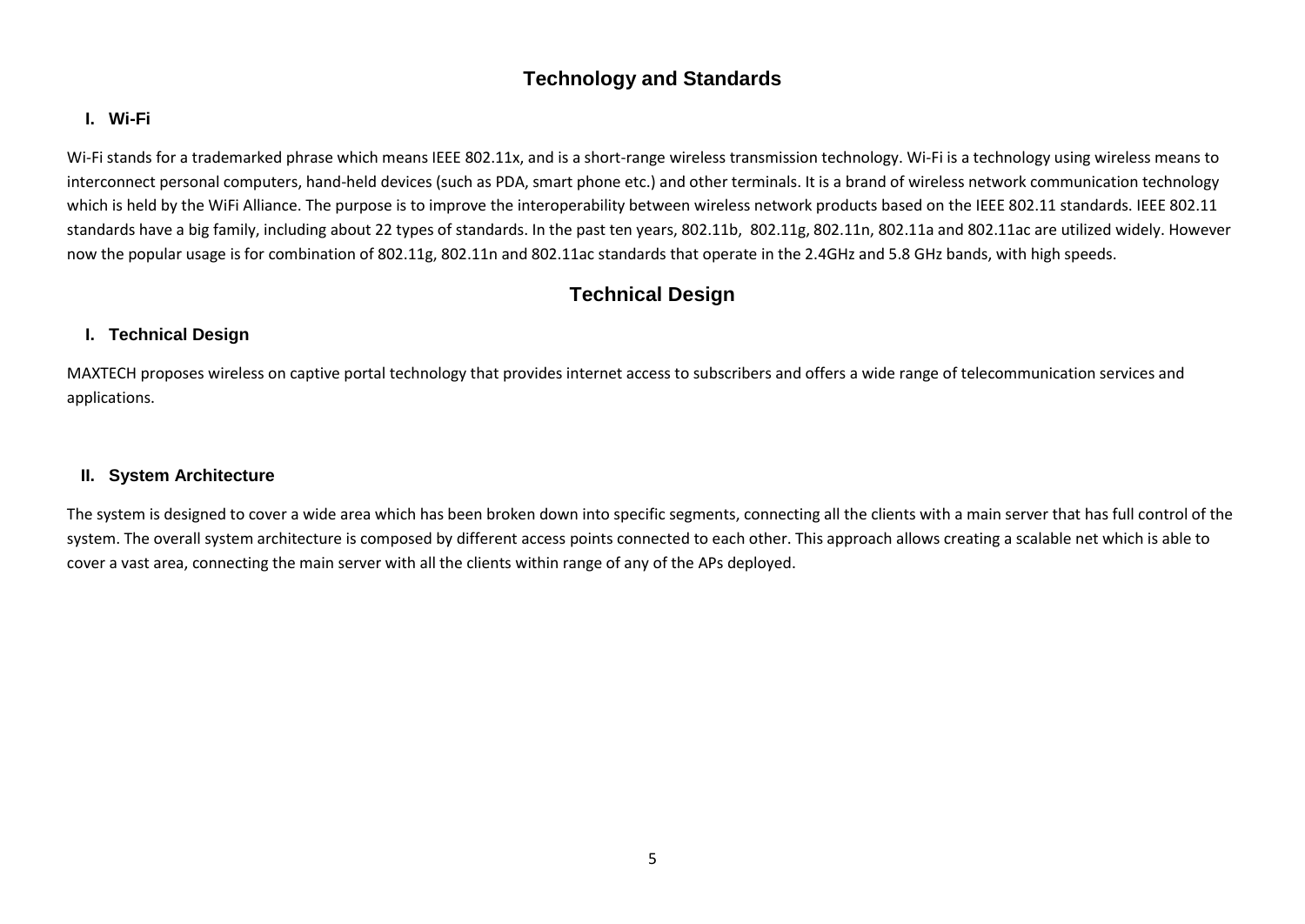# Technology and Standards

## I. Wi-Fi

Wi-Fi stands for a trademarked phrase which means IEEE 802.11x, and is a short-range wireless transmission technology. Wi-Fi is a technology using wireless means to interconnect personal computers, hand-held devices (such as PDA, smart phone etc.) and other terminals. It is a brand of wireless network communication technology which is held by the WiFi Alliance. The purpose is to improve the interoperability between wireless network products based on the IEEE 802.11 standards. IEEE 802.11 standards have a big family, including about 22 types of standards. In the past ten years, 802.11b, 802.11g, 802.11n, 802.11a and 802.11ac are utilized widely. However now the popular usage is for combination of 802.11g, 802.11n and 802.11ac standards that operate in the 2.4GHz and 5.8 GHz bands, with high speeds.

# Technical Design

## I. Technical Design

MAXTECH proposes wireless on captive portal technology that provides internet access to subscribers and offers a wide range of telecommunication services and applications.

## II. System Architecture

The system is designed to cover a wide area which has been broken down into specific segments, connecting all the clients with a main server that has full control of the system. The overall system architecture is composed by different access points connected to each other. This approach allows creating a scalable net which is able to cover a vast area, connecting the main server with all the clients within range of any of the APs deployed.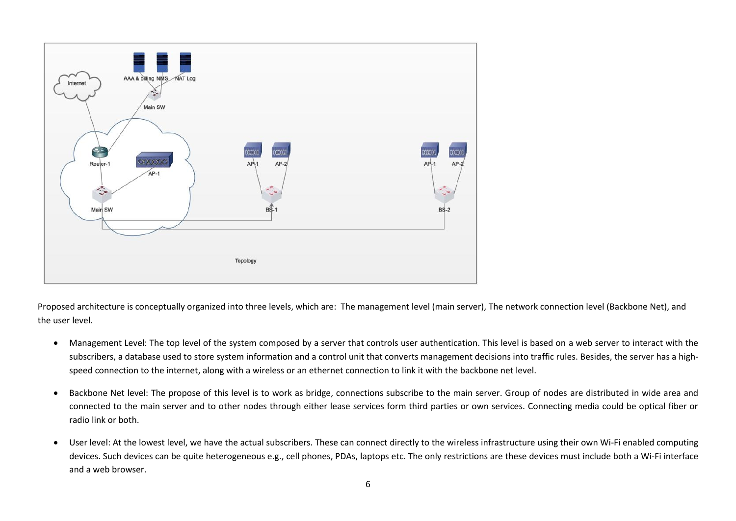Proposed architecture is conceptually organized into three levels, which are: The management level (main server), The network connection level (Backbone Net), and the user level.

- Management Level: The top level of the system composed by a server that controls user authentication. This level is based on a web server to interact with the subscribers, a database used to store system information and a control unit that converts management decisions into traffic rules. Besides, the server has a high-speed connection to the internet, along with a wireless or an ethernet connection to link it with the backbone net level.

- Backbone Net level: The propose of this level is to work as bridge, connections subscribe to the main server. Group of nodes are distributed in wide area and connected to the main server and to other nodes through either lease services form third parties or own services. Connecting media could be optical fiber or radio link or both.

- User level: At the lowest level, we have the actual subscribers. These can connect directly to the wireless infrastructure using their own Wi-Fi enabled computing devices. Such devices can be quite heterogeneous e.g., cell phones, PDAs, laptops etc. The only restrictions are these devices must include both a Wi-Fi interface and a web browser.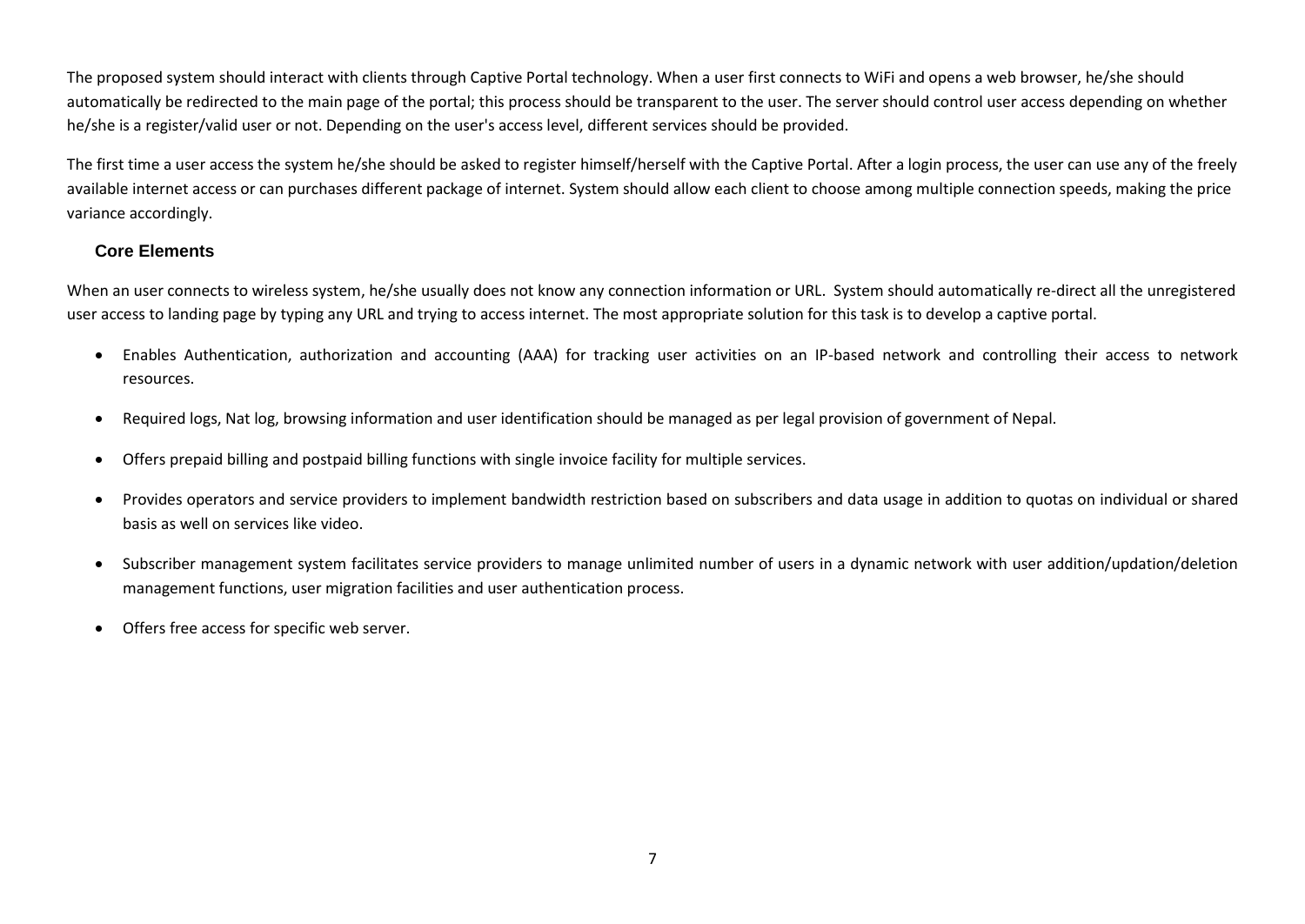The proposed system should interact with clients through Captive Portal technology. When a user first connects to WiFi and opens a web browser, he/she should automatically be redirected to the main page of the portal; this process should be transparent to the user. The server should control user access depending on whether he/she is a register/valid user or not. Depending on the user's access level, different services should be provided.

The first time a user access the system he/she should be asked to register himself/herself with the Captive Portal. After a login process, the user can use any of the freely available internet access or can purchases different package of internet. System should allow each client to choose among multiple connection speeds, making the price variance accordingly.

### Core Elements

When an user connects to wireless system, he/she usually does not know any connection information or URL. System should automatically re-direct all the unregistered user access to landing page by typing any URL and trying to access internet. The most appropriate solution for this task is to develop a captive portal.

- Enables Authentication, authorization and accounting (AAA) for tracking user activities on an IP-based network and controlling their access to network resources.
- Required logs, Nat log, browsing information and user identification should be managed as per legal provision of government of Nepal.
- Offers prepaid billing and postpaid billing functions with single invoice facility for multiple services.
- Provides operators and service providers to implement bandwidth restriction based on subscribers and data usage in addition to quotas on individual or shared basis as well on services like video.
- Subscriber management system facilitates service providers to manage unlimited number of users in a dynamic network with user addition/updation/deletion management functions, user migration facilities and user authentication process.
- Offers free access for specific web server.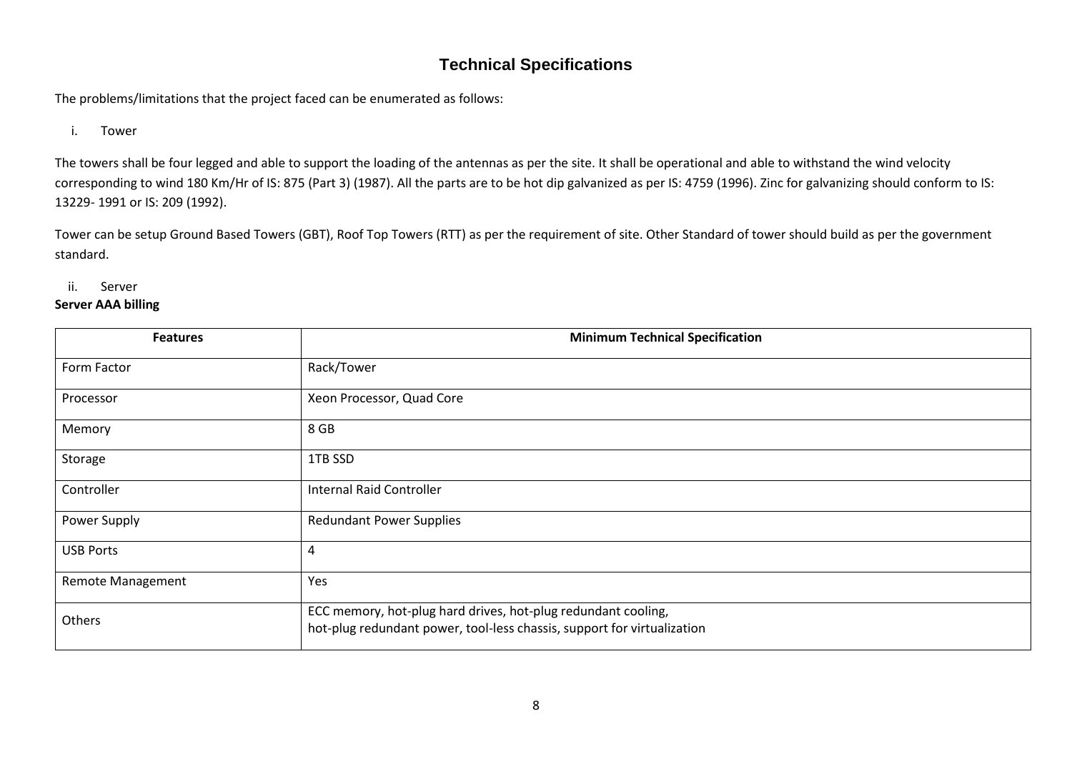# Technical Specifications

The problems/limitations that the project faced can be enumerated as follows:

i. Tower

The towers shall be four legged and able to support the loading of the antennas as per the site. It shall be operational and able to withstand the wind velocity corresponding to wind 180 Km/Hr of IS: 875 (Part 3) (1987). All the parts are to be hot dip galvanized as per IS: 4759 (1996). Zinc for galvanizing should conform to IS: 13229- 1991 or IS: 209 (1992).

Tower can be setup Ground Based Towers (GBT), Roof Top Towers (RTT) as per the requirement of site. Other Standard of tower should build as per the government standard.

ii. Server

**Server AAA billing**

| Features | Minimum Technical Specification |
|---|---|
| Form Factor | Rack/Tower |
| Processor | Xeon Processor, Quad Core |
| Memory | 8 GB |
| Storage | 1TB SSD |
| Controller | Internal Raid Controller |
| Power Supply | Redundant Power Supplies |
| USB Ports | 4 |
| Remote Management | Yes |
| Others | ECC memory, hot-plug hard drives, hot-plug redundant cooling, hot-plug redundant power, tool-less chassis, support for virtualization |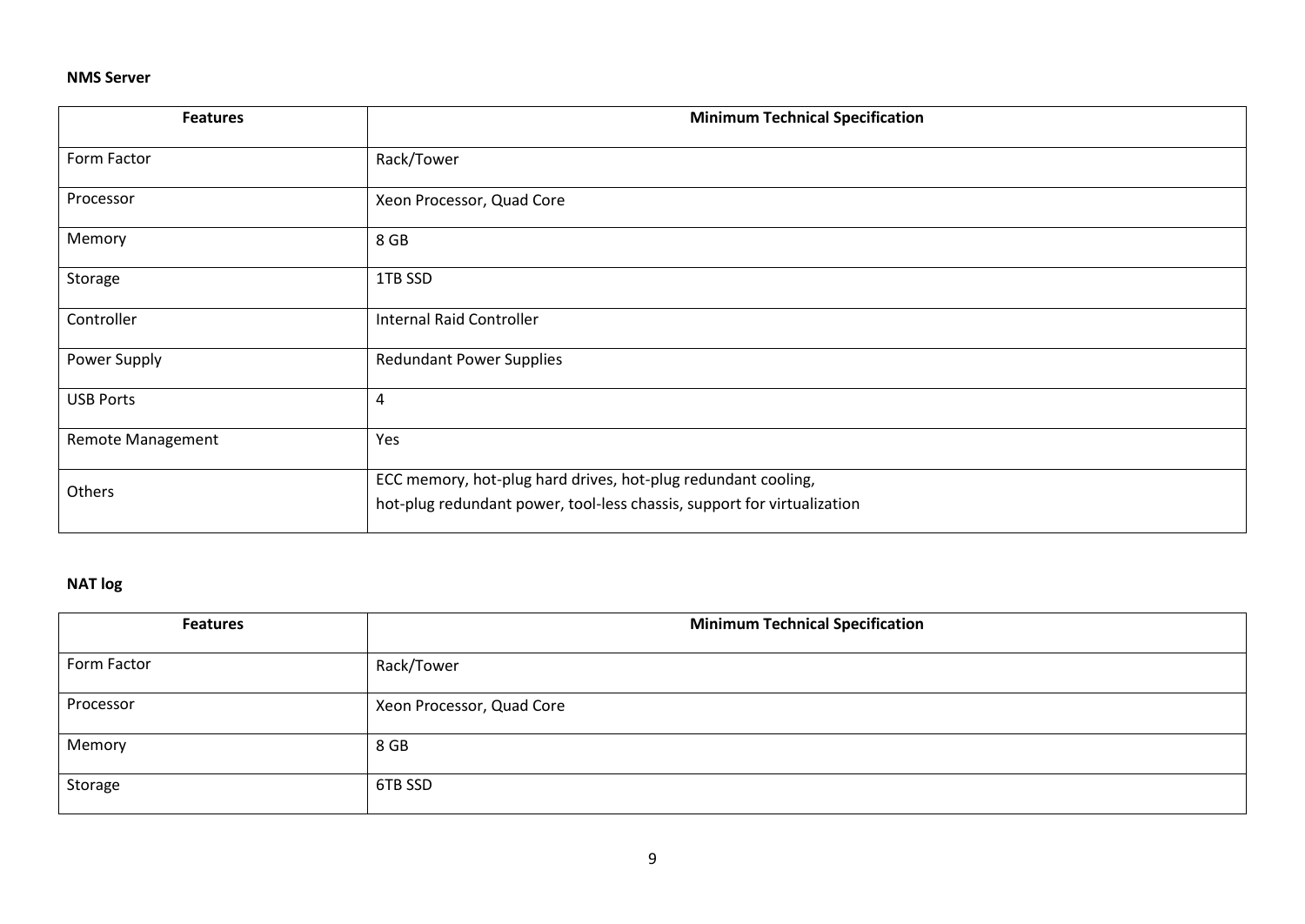**NMS Server**

| Features | Minimum Technical Specification |
|---|---|
| Form Factor | Rack/Tower |
| Processor | Xeon Processor, Quad Core |
| Memory | 8 GB |
| Storage | 1TB SSD |
| Controller | Internal Raid Controller |
| Power Supply | Redundant Power Supplies |
| USB Ports | 4 |
| Remote Management | Yes |
| Others | ECC memory, hot-plug hard drives, hot-plug redundant cooling, hot-plug redundant power, tool-less chassis, support for virtualization |

**NAT log**

| Features | Minimum Technical Specification |
|---|---|
| Form Factor | Rack/Tower |
| Processor | Xeon Processor, Quad Core |
| Memory | 8 GB |
| Storage | 6TB SSD |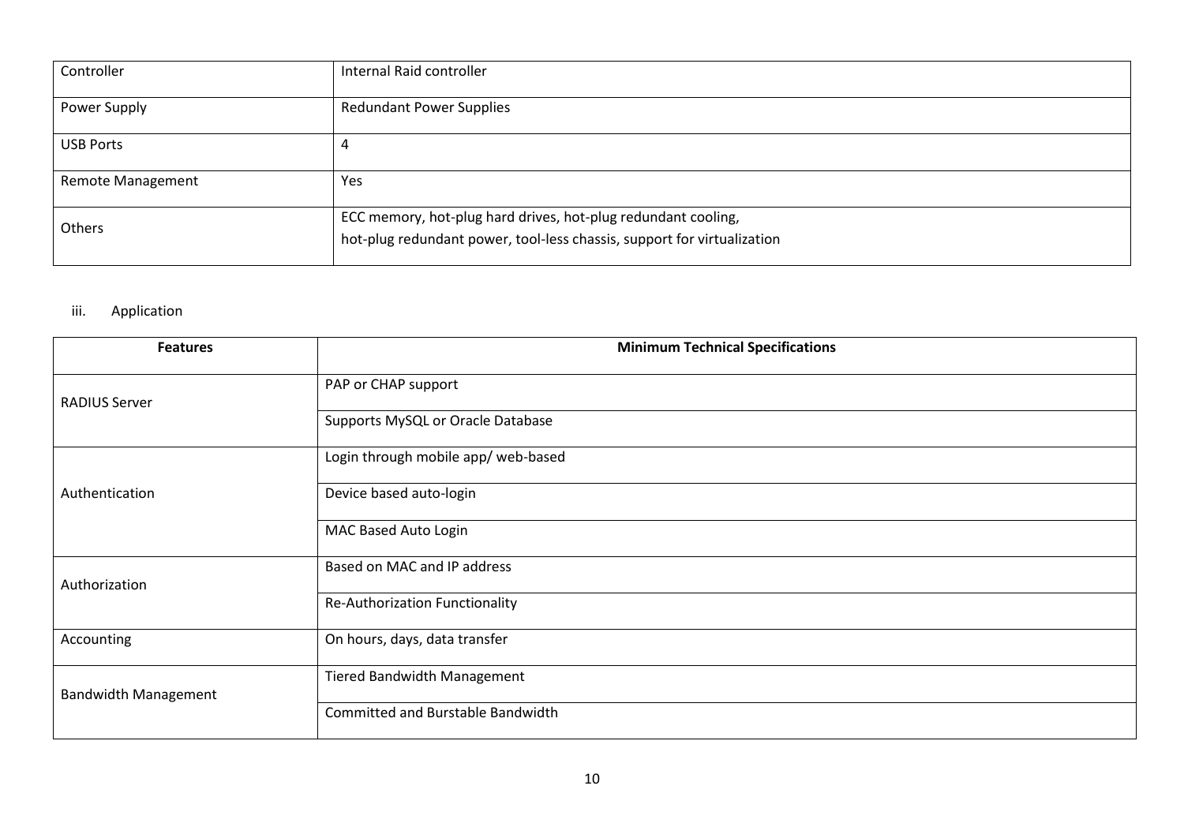| Controller | Internal Raid controller |
| --- | --- |
| Power Supply | Redundant Power Supplies |
| USB Ports | 4 |
| Remote Management | Yes |
| Others | ECC memory, hot-plug hard drives, hot-plug redundant cooling, hot-plug redundant power, tool-less chassis, support for virtualization |

iii. Application

| Features | Minimum Technical Specifications |
| --- | --- |
| RADIUS Server | PAP or CHAP support |
| | Supports MySQL or Oracle Database |
| Authentication | Login through mobile app/ web-based |
| | Device based auto-login |
| | MAC Based Auto Login |
| Authorization | Based on MAC and IP address |
| | Re-Authorization Functionality |
| Accounting | On hours, days, data transfer |
| Bandwidth Management | Tiered Bandwidth Management |
| | Committed and Burstable Bandwidth |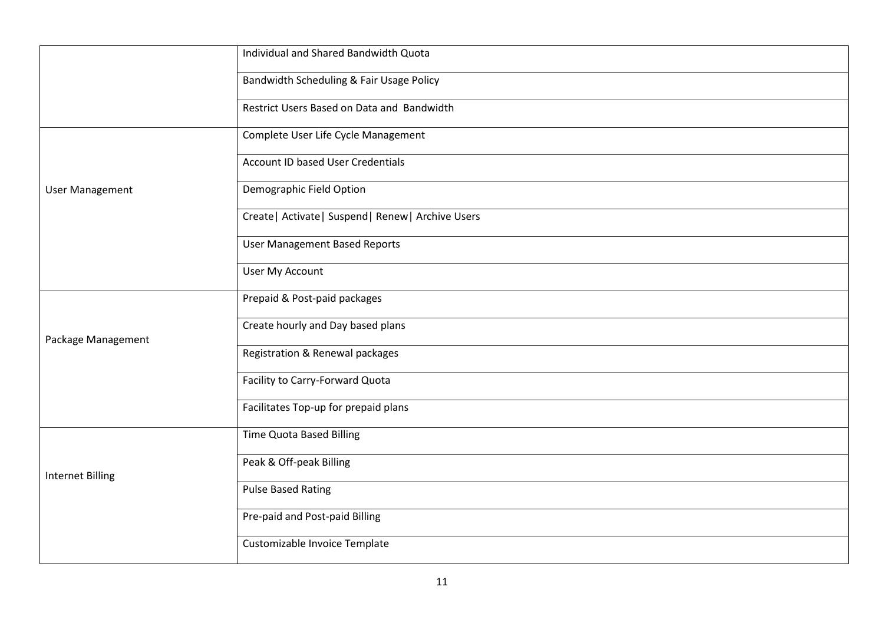| | |
|---|---|
| | Individual and Shared Bandwidth Quota |
| | Bandwidth Scheduling & Fair Usage Policy |
| | Restrict Users Based on Data and  Bandwidth |
| User Management | Complete User Life Cycle Management |
| | Account ID based User Credentials |
| | Demographic Field Option |
| | Create\| Activate\| Suspend\| Renew\| Archive Users |
| | User Management Based Reports |
| | User My Account |
| Package Management | Prepaid & Post-paid packages |
| | Create hourly and Day based plans |
| | Registration & Renewal packages |
| | Facility to Carry-Forward Quota |
| | Facilitates Top-up for prepaid plans |
| Internet Billing | Time Quota Based Billing |
| | Peak & Off-peak Billing |
| | Pulse Based Rating |
| | Pre-paid and Post-paid Billing |
| | Customizable Invoice Template |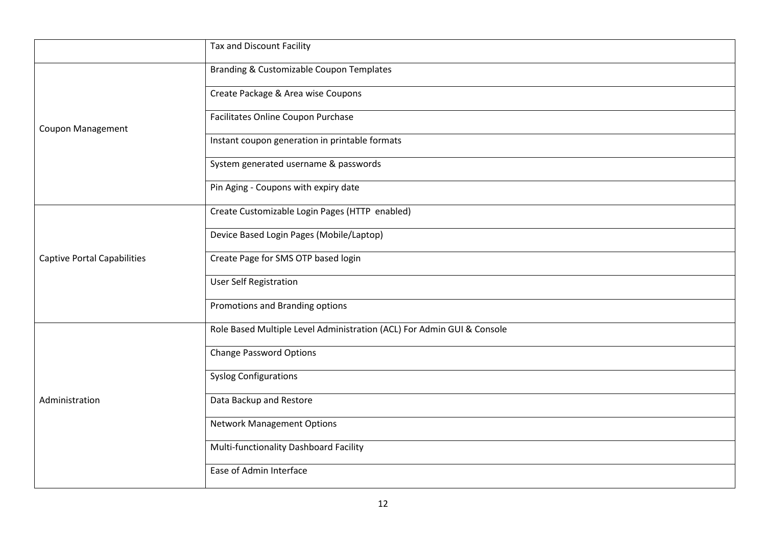| | |
|---|---|
| | Tax and Discount Facility |
| Coupon Management | Branding & Customizable Coupon Templates |
| | Create Package & Area wise Coupons |
| | Facilitates Online Coupon Purchase |
| | Instant coupon generation in printable formats |
| | System generated username & passwords |
| | Pin Aging - Coupons with expiry date |
| Captive Portal Capabilities | Create Customizable Login Pages (HTTP enabled) |
| | Device Based Login Pages (Mobile/Laptop) |
| | Create Page for SMS OTP based login |
| | User Self Registration |
| | Promotions and Branding options |
| Administration | Role Based Multiple Level Administration (ACL) For Admin GUI & Console |
| | Change Password Options |
| | Syslog Configurations |
| | Data Backup and Restore |
| | Network Management Options |
| | Multi-functionality Dashboard Facility |
| | Ease of Admin Interface |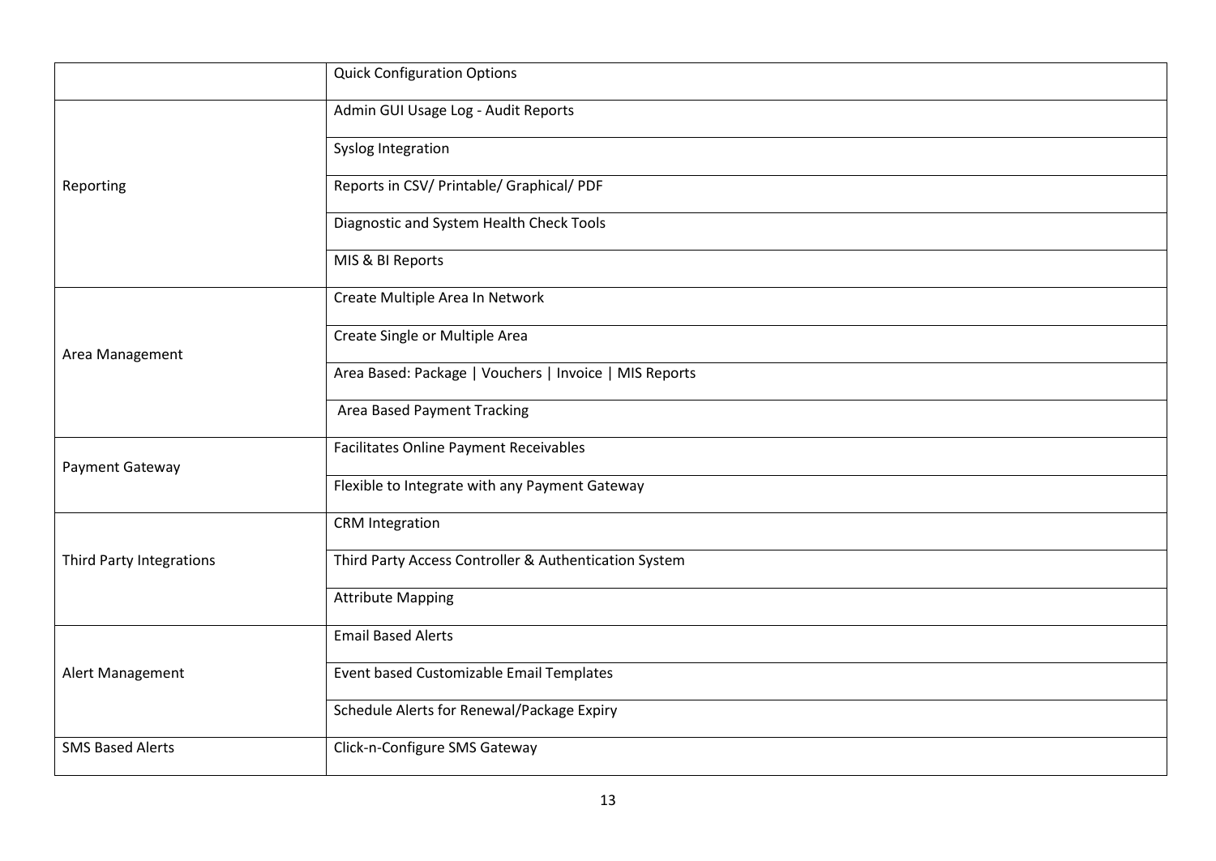| | Quick Configuration Options |
|---|---|
| Reporting | Admin GUI Usage Log - Audit Reports |
| | Syslog Integration |
| | Reports in CSV/ Printable/ Graphical/ PDF |
| | Diagnostic and System Health Check Tools |
| | MIS & BI Reports |
| Area Management | Create Multiple Area In Network |
| | Create Single or Multiple Area |
| | Area Based: Package \| Vouchers \| Invoice \| MIS Reports |
| | Area Based Payment Tracking |
| Payment Gateway | Facilitates Online Payment Receivables |
| | Flexible to Integrate with any Payment Gateway |
| Third Party Integrations | CRM Integration |
| | Third Party Access Controller & Authentication System |
| | Attribute Mapping |
| Alert Management | Email Based Alerts |
| | Event based Customizable Email Templates |
| | Schedule Alerts for Renewal/Package Expiry |
| SMS Based Alerts | Click-n-Configure SMS Gateway |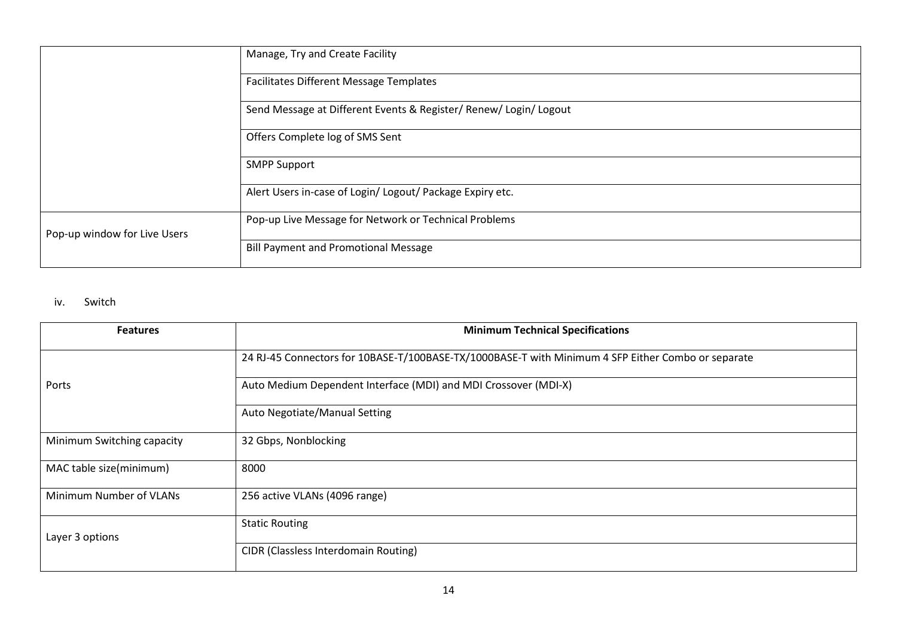| | |
|---|---|
| | Manage, Try and Create Facility |
| | Facilitates Different Message Templates |
| | Send Message at Different Events & Register/ Renew/ Login/ Logout |
| | Offers Complete log of SMS Sent |
| | SMPP Support |
| | Alert Users in-case of Login/ Logout/ Package Expiry etc. |
| Pop-up window for Live Users | Pop-up Live Message for Network or Technical Problems |
| | Bill Payment and Promotional Message |

iv. Switch

| Features | Minimum Technical Specifications |
|---|---|
| Ports | 24 RJ-45 Connectors for 10BASE-T/100BASE-TX/1000BASE-T with Minimum 4 SFP Either Combo or separate |
| | Auto Medium Dependent Interface (MDI) and MDI Crossover (MDI-X) |
| | Auto Negotiate/Manual Setting |
| Minimum Switching capacity | 32 Gbps, Nonblocking |
| MAC table size(minimum) | 8000 |
| Minimum Number of VLANs | 256 active VLANs (4096 range) |
| Layer 3 options | Static Routing |
| | CIDR (Classless Interdomain Routing) |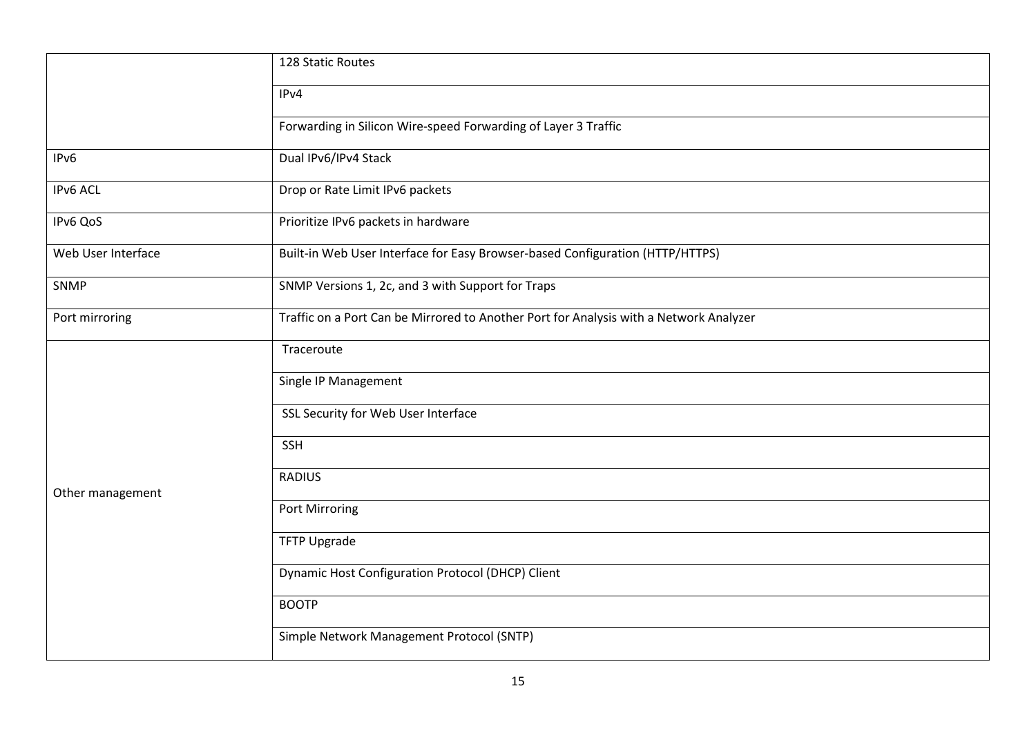| | |
|---|---|
| | 128 Static Routes |
| | IPv4 |
| | Forwarding in Silicon Wire-speed Forwarding of Layer 3 Traffic |
| IPv6 | Dual IPv6/IPv4 Stack |
| IPv6 ACL | Drop or Rate Limit IPv6 packets |
| IPv6 QoS | Prioritize IPv6 packets in hardware |
| Web User Interface | Built-in Web User Interface for Easy Browser-based Configuration (HTTP/HTTPS) |
| SNMP | SNMP Versions 1, 2c, and 3 with Support for Traps |
| Port mirroring | Traffic on a Port Can be Mirrored to Another Port for Analysis with a Network Analyzer |
| Other management | Traceroute |
| | Single IP Management |
| | SSL Security for Web User Interface |
| | SSH |
| | RADIUS |
| | Port Mirroring |
| | TFTP Upgrade |
| | Dynamic Host Configuration Protocol (DHCP) Client |
| | BOOTP |
| | Simple Network Management Protocol (SNTP) |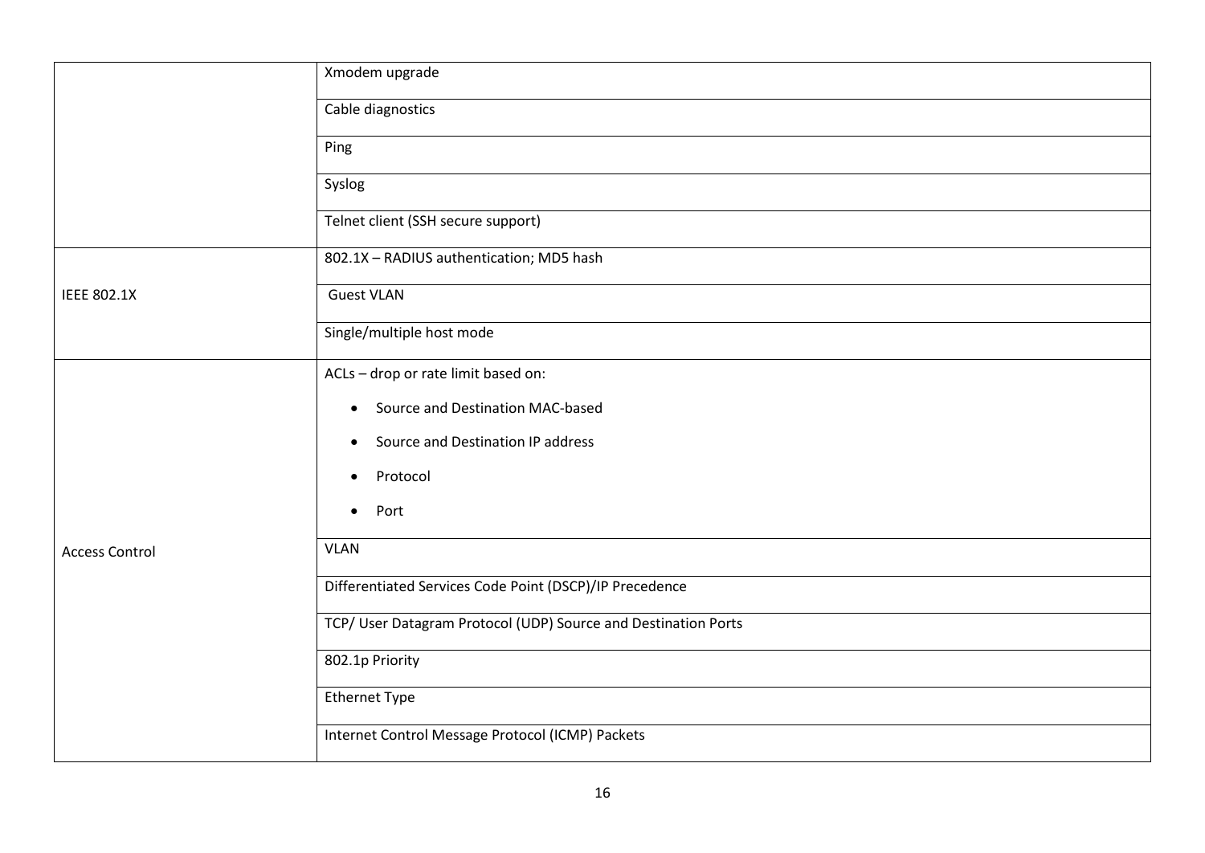| | |
|---|---|
| | Xmodem upgrade |
| | Cable diagnostics |
| | Ping |
| | Syslog |
| | Telnet client (SSH secure support) |
| IEEE 802.1X | 802.1X – RADIUS authentication; MD5 hash |
| | Guest VLAN |
| | Single/multiple host mode |
| Access Control | ACLs – drop or rate limit based on:<br>• Source and Destination MAC-based<br>• Source and Destination IP address<br>• Protocol<br>• Port |
| | VLAN |
| | Differentiated Services Code Point (DSCP)/IP Precedence |
| | TCP/ User Datagram Protocol (UDP) Source and Destination Ports |
| | 802.1p Priority |
| | Ethernet Type |
| | Internet Control Message Protocol (ICMP) Packets |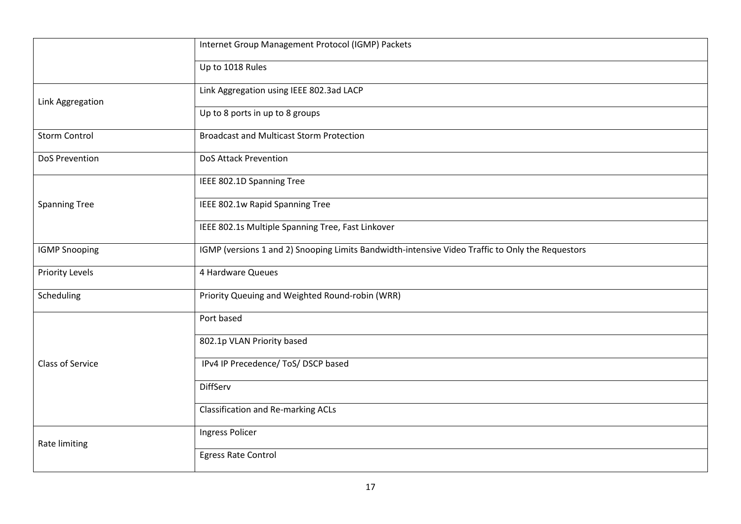| | |
|---|---|
| | Internet Group Management Protocol (IGMP) Packets |
| | Up to 1018 Rules |
| Link Aggregation | Link Aggregation using IEEE 802.3ad LACP |
| | Up to 8 ports in up to 8 groups |
| Storm Control | Broadcast and Multicast Storm Protection |
| DoS Prevention | DoS Attack Prevention |
| Spanning Tree | IEEE 802.1D Spanning Tree |
| | IEEE 802.1w Rapid Spanning Tree |
| | IEEE 802.1s Multiple Spanning Tree, Fast Linkover |
| IGMP Snooping | IGMP (versions 1 and 2) Snooping Limits Bandwidth-intensive Video Traffic to Only the Requestors |
| Priority Levels | 4 Hardware Queues |
| Scheduling | Priority Queuing and Weighted Round-robin (WRR) |
| Class of Service | Port based |
| | 802.1p VLAN Priority based |
| | IPv4 IP Precedence/ ToS/ DSCP based |
| | DiffServ |
| | Classification and Re-marking ACLs |
| Rate limiting | Ingress Policer |
| | Egress Rate Control |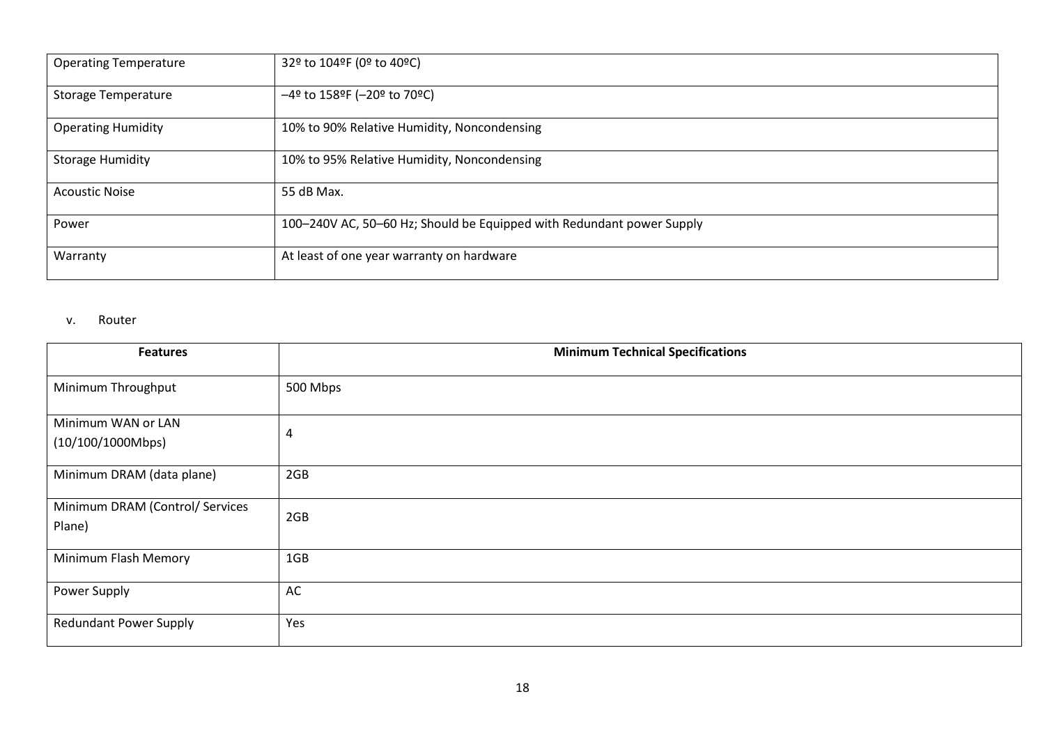| | |
|---|---|
| Operating Temperature | 32º to 104ºF (0º to 40ºC) |
| Storage Temperature | –4º to 158ºF (–20º to 70ºC) |
| Operating Humidity | 10% to 90% Relative Humidity, Noncondensing |
| Storage Humidity | 10% to 95% Relative Humidity, Noncondensing |
| Acoustic Noise | 55 dB Max. |
| Power | 100–240V AC, 50–60 Hz; Should be Equipped with Redundant power Supply |
| Warranty | At least of one year warranty on hardware |

v. Router

| Features | Minimum Technical Specifications |
|---|---|
| Minimum Throughput | 500 Mbps |
| Minimum WAN or LAN (10/100/1000Mbps) | 4 |
| Minimum DRAM (data plane) | 2GB |
| Minimum DRAM (Control/ Services Plane) | 2GB |
| Minimum Flash Memory | 1GB |
| Power Supply | AC |
| Redundant Power Supply | Yes |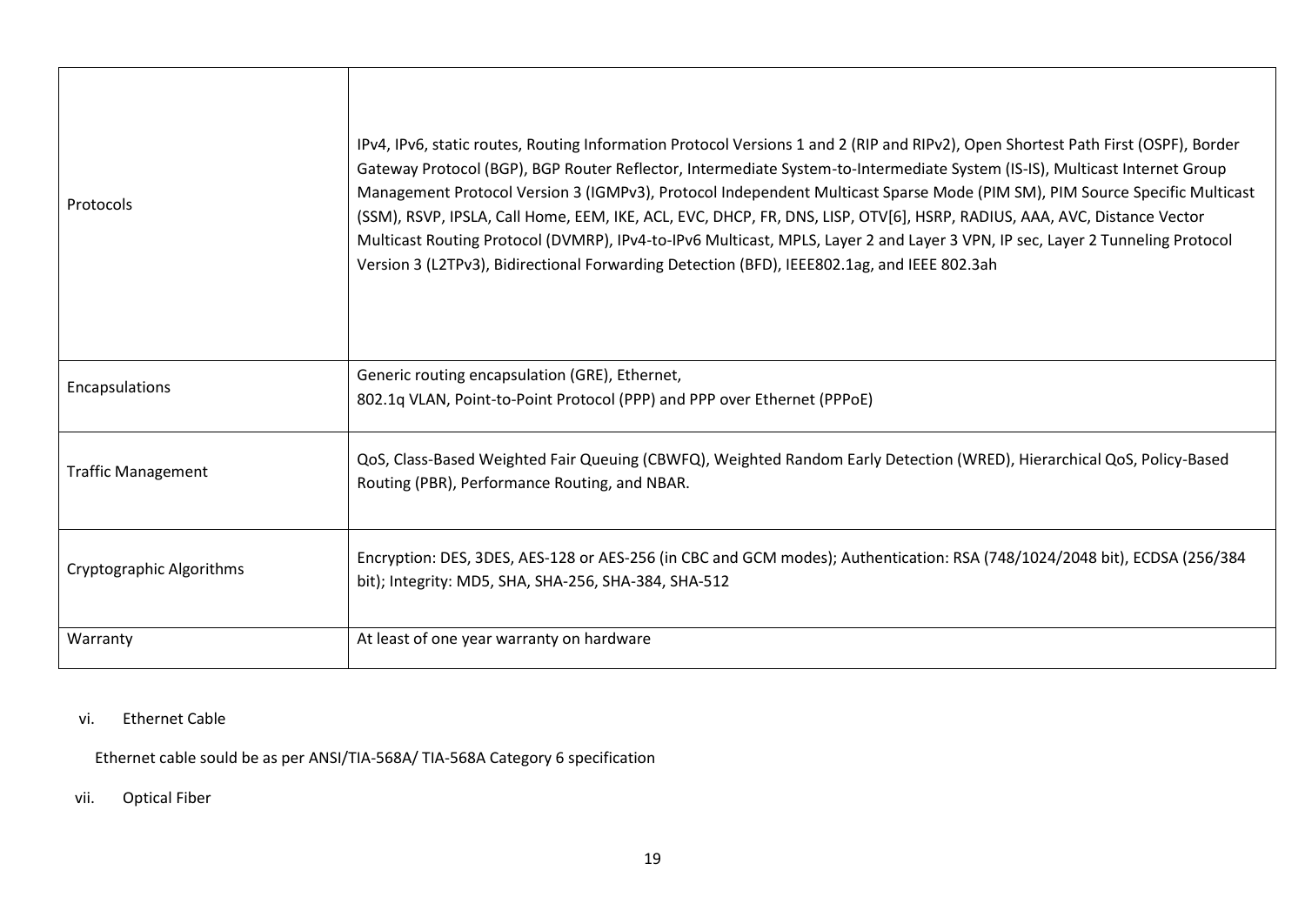| | |
|---|---|
| Protocols | IPv4, IPv6, static routes, Routing Information Protocol Versions 1 and 2 (RIP and RIPv2), Open Shortest Path First (OSPF), Border Gateway Protocol (BGP), BGP Router Reflector, Intermediate System-to-Intermediate System (IS-IS), Multicast Internet Group Management Protocol Version 3 (IGMPv3), Protocol Independent Multicast Sparse Mode (PIM SM), PIM Source Specific Multicast (SSM), RSVP, IPSLA, Call Home, EEM, IKE, ACL, EVC, DHCP, FR, DNS, LISP, OTV[6], HSRP, RADIUS, AAA, AVC, Distance Vector Multicast Routing Protocol (DVMRP), IPv4-to-IPv6 Multicast, MPLS, Layer 2 and Layer 3 VPN, IP sec, Layer 2 Tunneling Protocol Version 3 (L2TPv3), Bidirectional Forwarding Detection (BFD), IEEE802.1ag, and IEEE 802.3ah |
| Encapsulations | Generic routing encapsulation (GRE), Ethernet, 802.1q VLAN, Point-to-Point Protocol (PPP) and PPP over Ethernet (PPPoE) |
| Traffic Management | QoS, Class-Based Weighted Fair Queuing (CBWFQ), Weighted Random Early Detection (WRED), Hierarchical QoS, Policy-Based Routing (PBR), Performance Routing, and NBAR. |
| Cryptographic Algorithms | Encryption: DES, 3DES, AES-128 or AES-256 (in CBC and GCM modes); Authentication: RSA (748/1024/2048 bit), ECDSA (256/384 bit); Integrity: MD5, SHA, SHA-256, SHA-384, SHA-512 |
| Warranty | At least of one year warranty on hardware |

vi. Ethernet Cable

Ethernet cable sould be as per ANSI/TIA-568A/ TIA-568A Category 6 specification

vii. Optical Fiber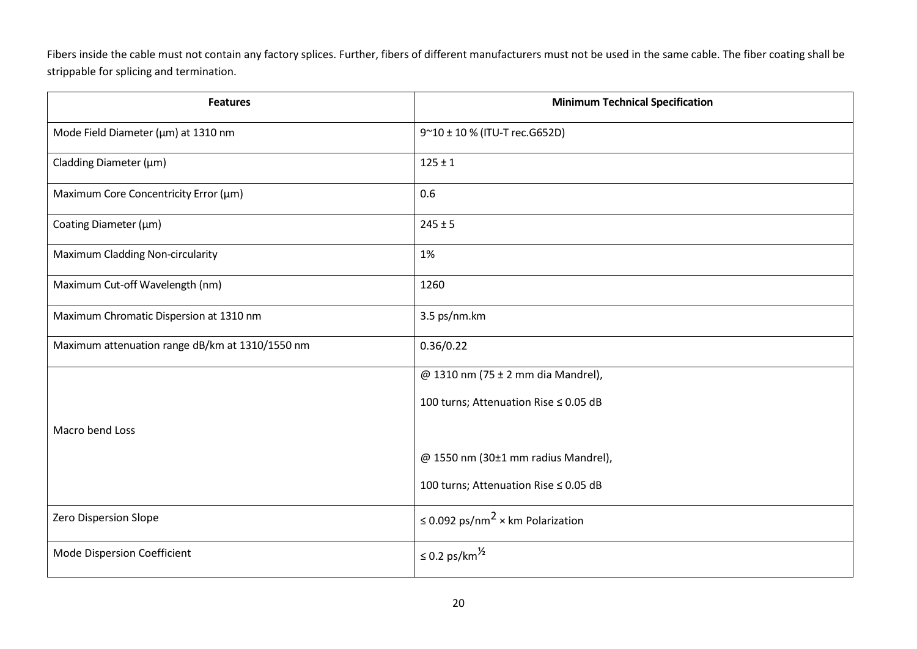Fibers inside the cable must not contain any factory splices. Further, fibers of different manufacturers must not be used in the same cable. The fiber coating shall be strippable for splicing and termination.

| Features | Minimum Technical Specification |
| --- | --- |
| Mode Field Diameter (µm) at 1310 nm | 9~10 ± 10 % (ITU-T rec.G652D) |
| Cladding Diameter (µm) | 125 ± 1 |
| Maximum Core Concentricity Error (µm) | 0.6 |
| Coating Diameter (µm) | 245 ± 5 |
| Maximum Cladding Non-circularity | 1% |
| Maximum Cut-off Wavelength (nm) | 1260 |
| Maximum Chromatic Dispersion at 1310 nm | 3.5 ps/nm.km |
| Maximum attenuation range dB/km at 1310/1550 nm | 0.36/0.22 |
| Macro bend Loss | @ 1310 nm (75 ± 2 mm dia Mandrel),<br>100 turns; Attenuation Rise ≤ 0.05 dB<br><br>@ 1550 nm (30±1 mm radius Mandrel),<br>100 turns; Attenuation Rise ≤ 0.05 dB |
| Zero Dispersion Slope | ≤ 0.092 ps/nm$^2$ × km Polarization |
| Mode Dispersion Coefficient | ≤ 0.2 ps/km$^{1/2}$ |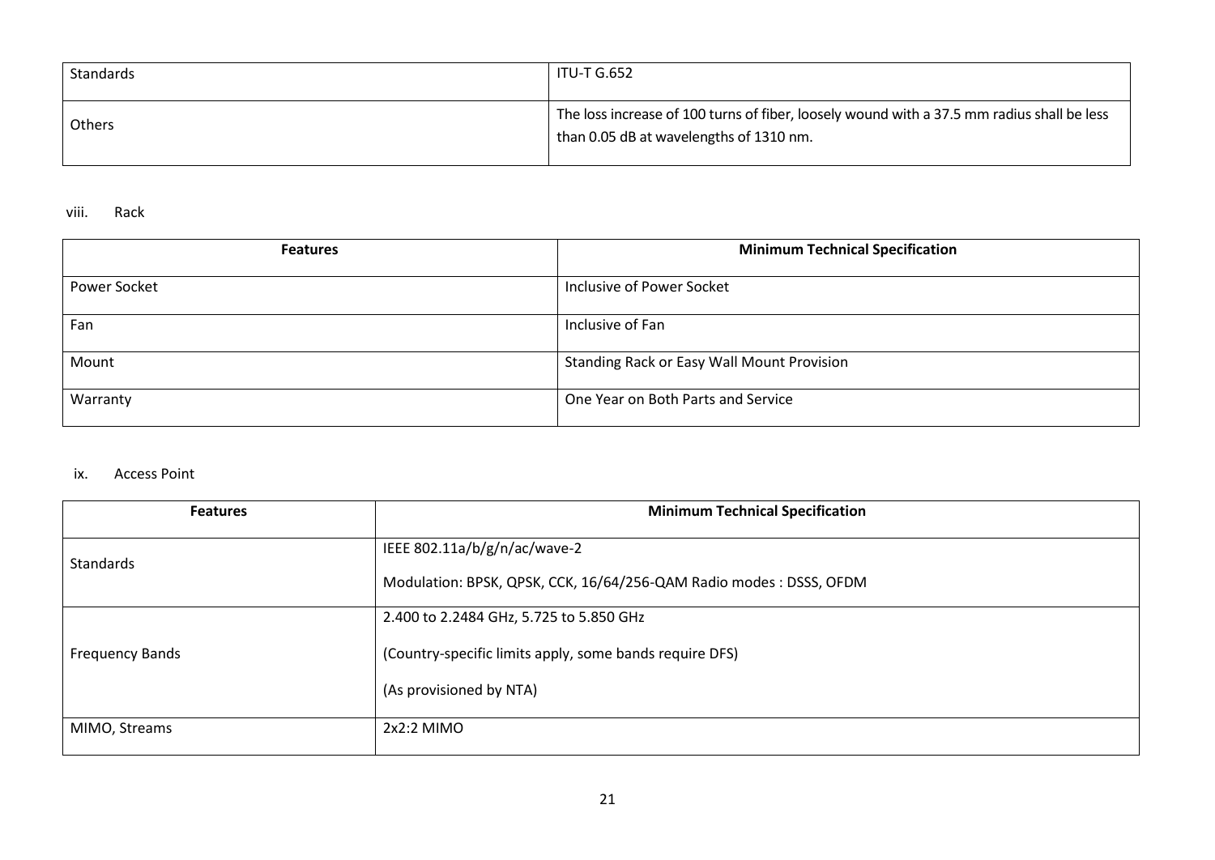| Standards | ITU-T G.652 |
|---|---|
| Others | The loss increase of 100 turns of fiber, loosely wound with a 37.5 mm radius shall be less than 0.05 dB at wavelengths of 1310 nm. |

viii. Rack

| Features | Minimum Technical Specification |
|---|---|
| Power Socket | Inclusive of Power Socket |
| Fan | Inclusive of Fan |
| Mount | Standing Rack or Easy Wall Mount Provision |
| Warranty | One Year on Both Parts and Service |

ix. Access Point

| Features | Minimum Technical Specification |
|---|---|
| Standards | IEEE 802.11a/b/g/n/ac/wave-2<br><br>Modulation: BPSK, QPSK, CCK, 16/64/256-QAM Radio modes : DSSS, OFDM |
| Frequency Bands | 2.400 to 2.2484 GHz, 5.725 to 5.850 GHz<br><br>(Country-specific limits apply, some bands require DFS)<br><br>(As provisioned by NTA) |
| MIMO, Streams | 2x2:2 MIMO |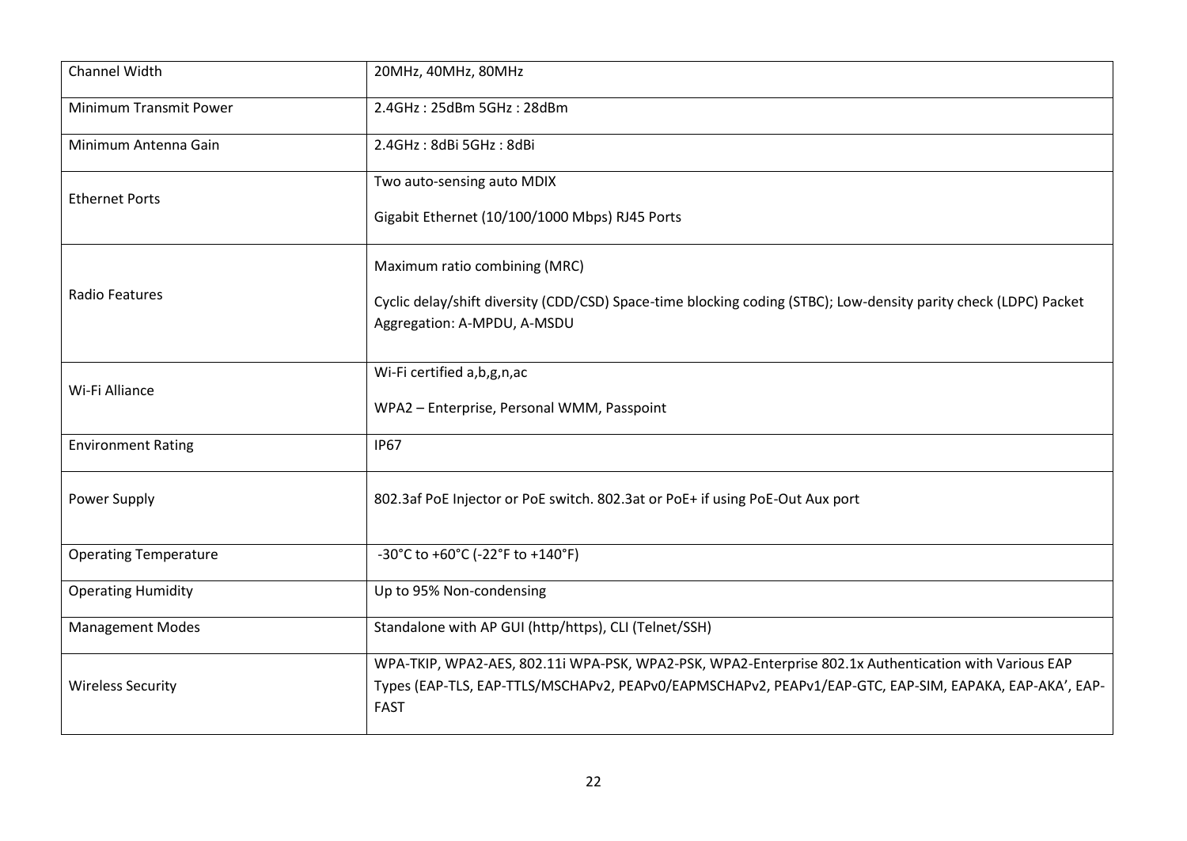| Channel Width | 20MHz, 40MHz, 80MHz |
|---|---|
| Minimum Transmit Power | 2.4GHz : 25dBm 5GHz : 28dBm |
| Minimum Antenna Gain | 2.4GHz : 8dBi 5GHz : 8dBi |
| Ethernet Ports | Two auto-sensing auto MDIX<br><br>Gigabit Ethernet (10/100/1000 Mbps) RJ45 Ports |
| Radio Features | Maximum ratio combining (MRC)<br><br>Cyclic delay/shift diversity (CDD/CSD) Space-time blocking coding (STBC); Low-density parity check (LDPC) Packet Aggregation: A-MPDU, A-MSDU |
| Wi-Fi Alliance | Wi-Fi certified a,b,g,n,ac<br><br>WPA2 – Enterprise, Personal WMM, Passpoint |
| Environment Rating | IP67 |
| Power Supply | 802.3af PoE Injector or PoE switch. 802.3at or PoE+ if using PoE-Out Aux port |
| Operating Temperature | -30°C to +60°C (-22°F to +140°F) |
| Operating Humidity | Up to 95% Non-condensing |
| Management Modes | Standalone with AP GUI (http/https), CLI (Telnet/SSH) |
| Wireless Security | WPA-TKIP, WPA2-AES, 802.11i WPA-PSK, WPA2-PSK, WPA2-Enterprise 802.1x Authentication with Various EAP Types (EAP-TLS, EAP-TTLS/MSCHAPv2, PEAPv0/EAPMSCHAPv2, PEAPv1/EAP-GTC, EAP-SIM, EAPAKA, EAP-AKA', EAP-FAST |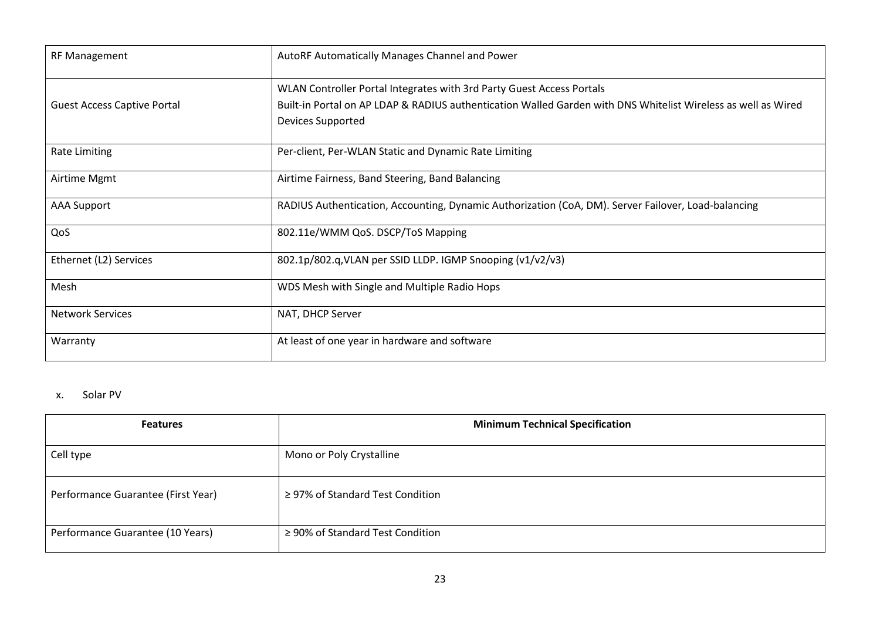| | |
|---|---|
| RF Management | AutoRF Automatically Manages Channel and Power |
| Guest Access Captive Portal | WLAN Controller Portal Integrates with 3rd Party Guest Access Portals<br>Built-in Portal on AP LDAP & RADIUS authentication Walled Garden with DNS Whitelist Wireless as well as Wired Devices Supported |
| Rate Limiting | Per-client, Per-WLAN Static and Dynamic Rate Limiting |
| Airtime Mgmt | Airtime Fairness, Band Steering, Band Balancing |
| AAA Support | RADIUS Authentication, Accounting, Dynamic Authorization (CoA, DM). Server Failover, Load-balancing |
| QoS | 802.11e/WMM QoS. DSCP/ToS Mapping |
| Ethernet (L2) Services | 802.1p/802.q,VLAN per SSID LLDP. IGMP Snooping (v1/v2/v3) |
| Mesh | WDS Mesh with Single and Multiple Radio Hops |
| Network Services | NAT, DHCP Server |
| Warranty | At least of one year in hardware and software |

x. Solar PV

| Features | Minimum Technical Specification |
|---|---|
| Cell type | Mono or Poly Crystalline |
| Performance Guarantee (First Year) | ≥ 97% of Standard Test Condition |
| Performance Guarantee (10 Years) | ≥ 90% of Standard Test Condition |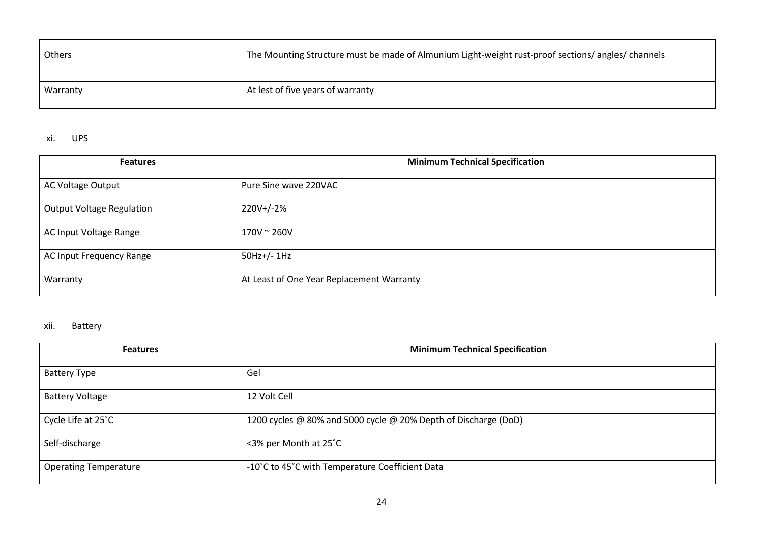| | |
|---|---|
| Others | The Mounting Structure must be made of Almunium Light-weight rust-proof sections/ angles/ channels |
| Warranty | At lest of five years of warranty |

xi. UPS

| Features | Minimum Technical Specification |
|---|---|
| AC Voltage Output | Pure Sine wave 220VAC |
| Output Voltage Regulation | 220V+/-2% |
| AC Input Voltage Range | 170V ~ 260V |
| AC Input Frequency Range | 50Hz+/- 1Hz |
| Warranty | At Least of One Year Replacement Warranty |

xii. Battery

| Features | Minimum Technical Specification |
|---|---|
| Battery Type | Gel |
| Battery Voltage | 12 Volt Cell |
| Cycle Life at 25˚C | 1200 cycles @ 80% and 5000 cycle @ 20% Depth of Discharge (DoD) |
| Self-discharge | <3% per Month at 25˚C |
| Operating Temperature | -10˚C to 45˚C with Temperature Coefficient Data |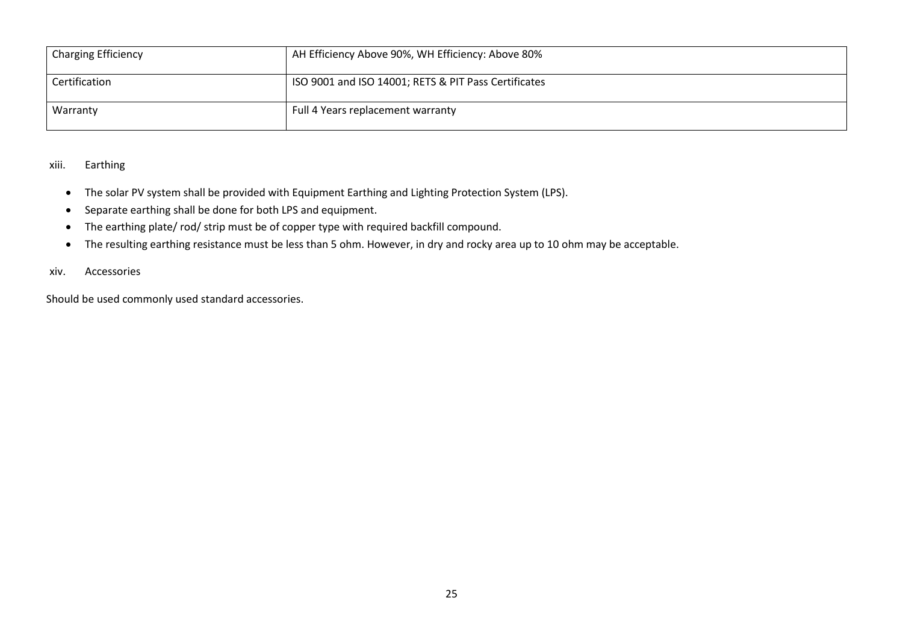| | |
|---|---|
| Charging Efficiency | AH Efficiency Above 90%, WH Efficiency: Above 80% |
| Certification | ISO 9001 and ISO 14001; RETS & PIT Pass Certificates |
| Warranty | Full 4 Years replacement warranty |

xiii. Earthing

- The solar PV system shall be provided with Equipment Earthing and Lighting Protection System (LPS).
- Separate earthing shall be done for both LPS and equipment.
- The earthing plate/ rod/ strip must be of copper type with required backfill compound.
- The resulting earthing resistance must be less than 5 ohm. However, in dry and rocky area up to 10 ohm may be acceptable.

xiv. Accessories

Should be used commonly used standard accessories.